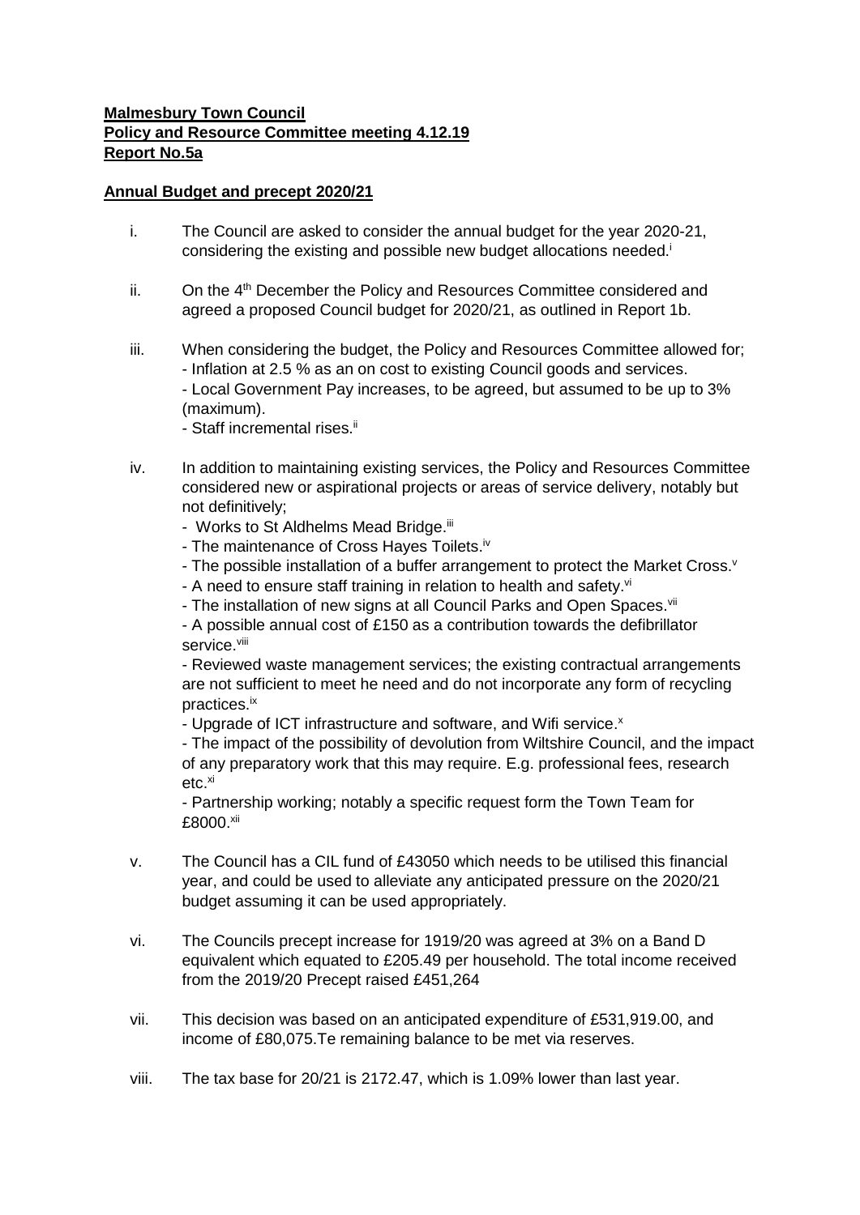**Malmesbury Town Council**
**Policy and Resource Committee meeting 4.12.19**
**Report No.5a**

**Annual Budget and precept 2020/21**

i. The Council are asked to consider the annual budget for the year 2020-21, considering the existing and possible new budget allocations needed.[i]

ii. On the 4th December the Policy and Resources Committee considered and agreed a proposed Council budget for 2020/21, as outlined in Report 1b.

iii. When considering the budget, the Policy and Resources Committee allowed for;
- Inflation at 2.5 % as an on cost to existing Council goods and services.
- Local Government Pay increases, to be agreed, but assumed to be up to 3% (maximum).
- Staff incremental rises.[ii]

iv. In addition to maintaining existing services, the Policy and Resources Committee considered new or aspirational projects or areas of service delivery, notably but not definitively;
- Works to St Aldhelms Mead Bridge.[iii]
- The maintenance of Cross Hayes Toilets.[iv]
- The possible installation of a buffer arrangement to protect the Market Cross.[v]
- A need to ensure staff training in relation to health and safety.[vi]
- The installation of new signs at all Council Parks and Open Spaces.[vii]
- A possible annual cost of £150 as a contribution towards the defibrillator service.[viii]
- Reviewed waste management services; the existing contractual arrangements are not sufficient to meet he need and do not incorporate any form of recycling practices.[ix]
- Upgrade of ICT infrastructure and software, and Wifi service.[x]
- The impact of the possibility of devolution from Wiltshire Council, and the impact of any preparatory work that this may require. E.g. professional fees, research etc.[xi]
- Partnership working; notably a specific request form the Town Team for £8000.[xii]

v. The Council has a CIL fund of £43050 which needs to be utilised this financial year, and could be used to alleviate any anticipated pressure on the 2020/21 budget assuming it can be used appropriately.

vi. The Councils precept increase for 1919/20 was agreed at 3% on a Band D equivalent which equated to £205.49 per household. The total income received from the 2019/20 Precept raised £451,264

vii. This decision was based on an anticipated expenditure of £531,919.00, and income of £80,075.Te remaining balance to be met via reserves.

viii. The tax base for 20/21 is 2172.47, which is 1.09% lower than last year.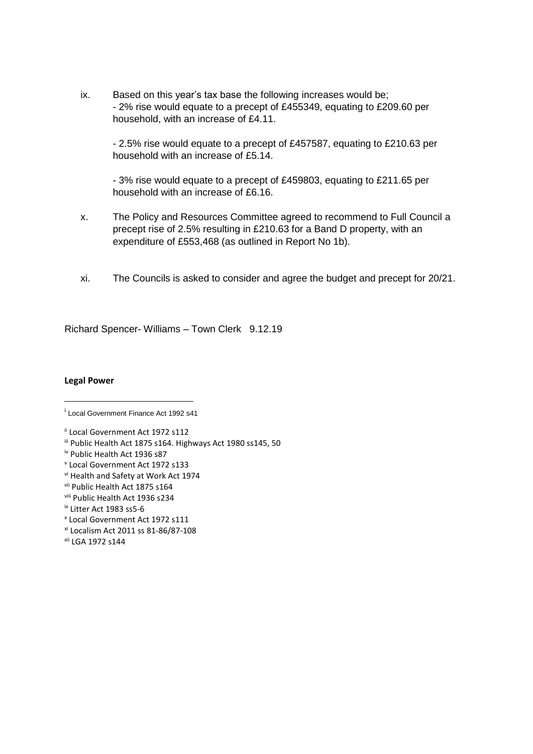ix. Based on this year's tax base the following increases would be;
- 2% rise would equate to a precept of £455349, equating to £209.60 per household, with an increase of £4.11.

- 2.5% rise would equate to a precept of £457587, equating to £210.63 per household with an increase of £5.14.

- 3% rise would equate to a precept of £459803, equating to £211.65 per household with an increase of £6.16.

x. The Policy and Resources Committee agreed to recommend to Full Council a precept rise of 2.5% resulting in £210.63 for a Band D property, with an expenditure of £553,468 (as outlined in Report No 1b).

xi. The Councils is asked to consider and agree the budget and precept for 20/21.

Richard Spencer- Williams – Town Clerk 9.12.19

**Legal Power**

---

[i] Local Government Finance Act 1992 s41

[ii] Local Government Act 1972 s112

[iii] Public Health Act 1875 s164. Highways Act 1980 ss145, 50

[iv] Public Health Act 1936 s87

[v] Local Government Act 1972 s133

[vi] Health and Safety at Work Act 1974

[vii] Public Health Act 1875 s164

[viii] Public Health Act 1936 s234

[ix] Litter Act 1983 ss5-6

[x] Local Government Act 1972 s111

[xi] Localism Act 2011 ss 81-86/87-108

[xii] LGA 1972 s144